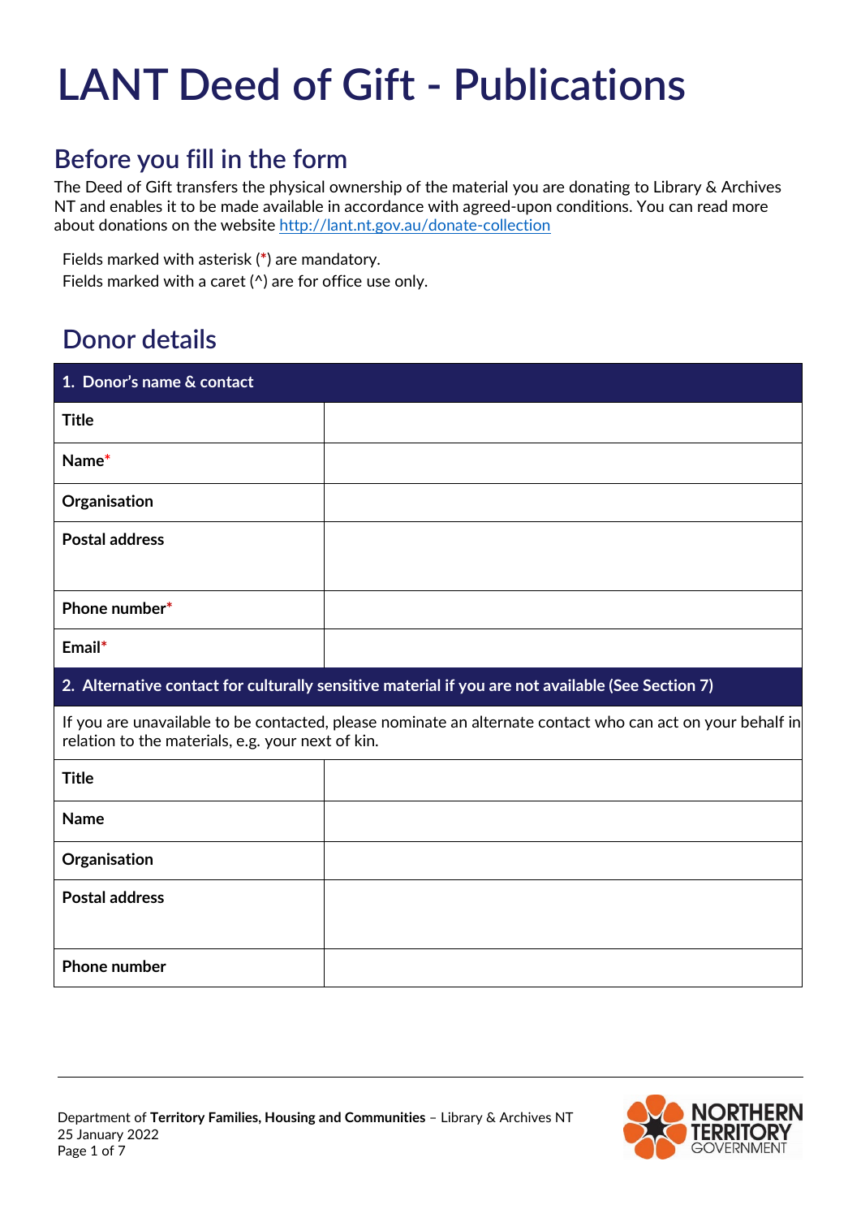# LANT Deed of Gift - Publications

## Before you fill in the form

The Deed of Gift transfers the physical ownership of the material you are donating to Library & Archives NT and enables it to be made available in accordance with agreed-upon conditions. You can read more about donations on the website http://lant.nt.gov.au/donate-collection

Fields marked with asterisk (*) are mandatory.
Fields marked with a caret (^) are for office use only.

## Donor details

| 1. Donor's name & contact | |
|---|---|
| **Title** | |
| **Name*** | |
| **Organisation** | |
| **Postal address** | |
| **Phone number*** | |
| **Email*** | |

| 2. Alternative contact for culturally sensitive material if you are not available (See Section 7) | |
|---|---|
| If you are unavailable to be contacted, please nominate an alternate contact who can act on your behalf in relation to the materials, e.g. your next of kin. | |
| **Title** | |
| **Name** | |
| **Organisation** | |
| **Postal address** | |
| **Phone number** | |

Department of **Territory Families, Housing and Communities** – Library & Archives NT
25 January 2022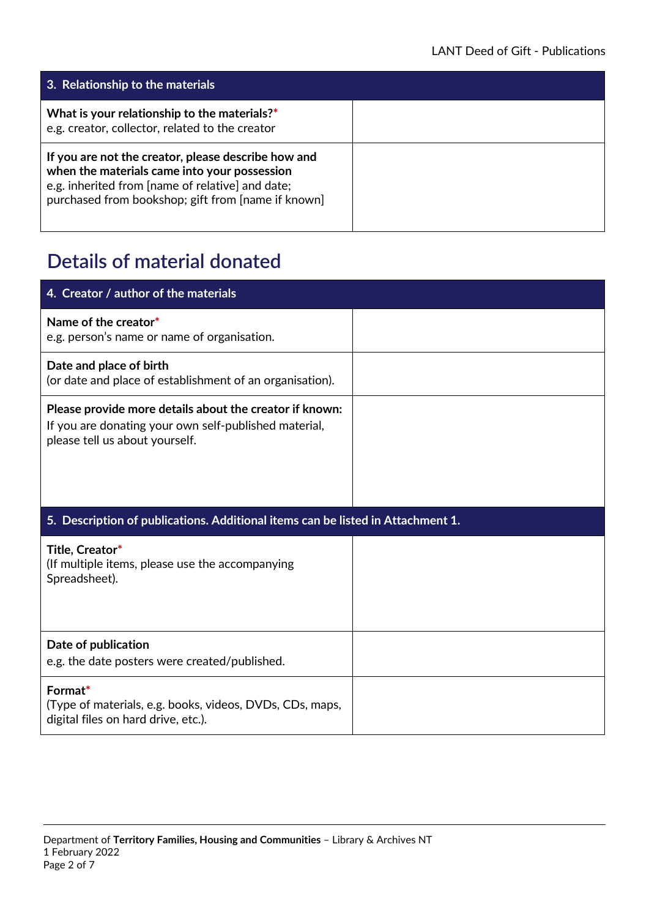| 3. Relationship to the materials | |
|---|---|
| **What is your relationship to the materials?*** e.g. creator, collector, related to the creator | |
| **If you are not the creator, please describe how and when the materials came into your possession** e.g. inherited from [name of relative] and date; purchased from bookshop; gift from [name if known] | |

## Details of material donated

| 4. Creator / author of the materials | |
|---|---|
| **Name of the creator*** e.g. person's name or name of organisation. | |
| **Date and place of birth** (or date and place of establishment of an organisation). | |
| **Please provide more details about the creator if known:** If you are donating your own self-published material, please tell us about yourself. | |

| 5. Description of publications. Additional items can be listed in Attachment 1. | |
|---|---|
| **Title, Creator*** (If multiple items, please use the accompanying Spreadsheet). | |
| **Date of publication** e.g. the date posters were created/published. | |
| **Format*** (Type of materials, e.g. books, videos, DVDs, CDs, maps, digital files on hard drive, etc.). | |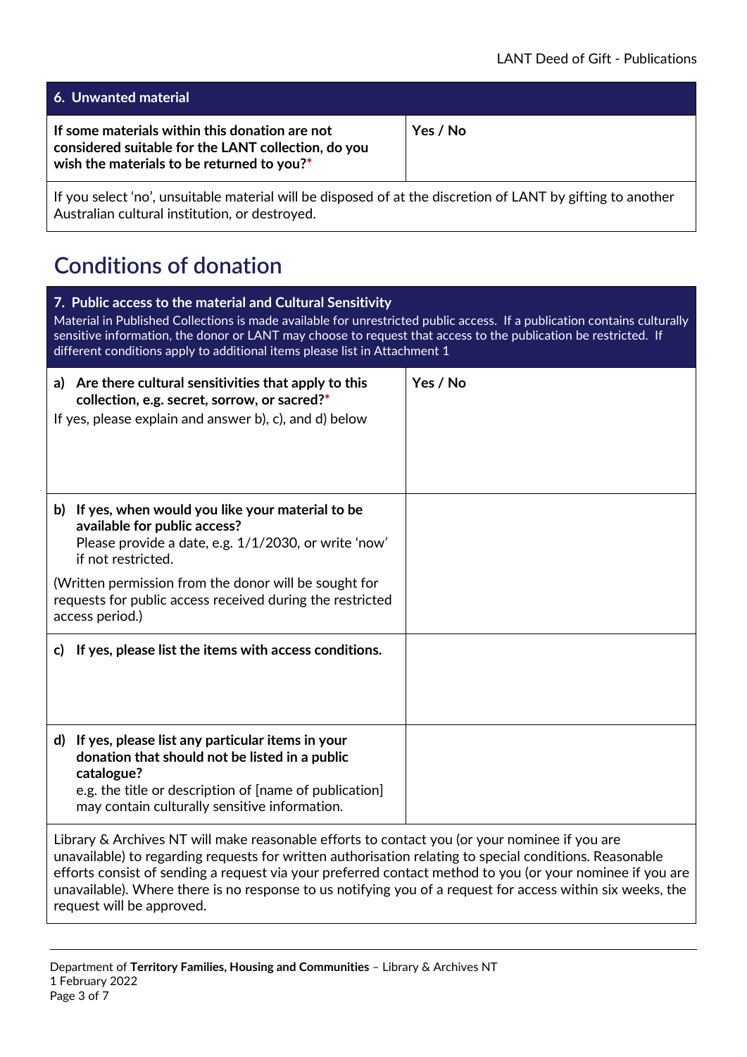## 6. Unwanted material

| **If some materials within this donation are not considered suitable for the LANT collection, do you wish the materials to be returned to you?*** | **Yes / No** |
|---|---|

If you select 'no', unsuitable material will be disposed of at the discretion of LANT by gifting to another Australian cultural institution, or destroyed.

# Conditions of donation

## 7. Public access to the material and Cultural Sensitivity

Material in Published Collections is made available for unrestricted public access. If a publication contains culturally sensitive information, the donor or LANT may choose to request that access to the publication be restricted. If different conditions apply to additional items please list in Attachment 1

| | |
|---|---|
| **a) Are there cultural sensitivities that apply to this collection, e.g. secret, sorrow, or sacred?*** If yes, please explain and answer b), c), and d) below | **Yes / No** |
| **b) If yes, when would you like your material to be available for public access?** Please provide a date, e.g. 1/1/2030, or write 'now' if not restricted. (Written permission from the donor will be sought for requests for public access received during the restricted access period.) | |
| **c) If yes, please list the items with access conditions.** | |
| **d) If yes, please list any particular items in your donation that should not be listed in a public catalogue?** e.g. the title or description of [name of publication] may contain culturally sensitive information. | |

Library & Archives NT will make reasonable efforts to contact you (or your nominee if you are unavailable) to regarding requests for written authorisation relating to special conditions. Reasonable efforts consist of sending a request via your preferred contact method to you (or your nominee if you are unavailable). Where there is no response to us notifying you of a request for access within six weeks, the request will be approved.

Department of **Territory Families, Housing and Communities** – Library & Archives NT
1 February 2022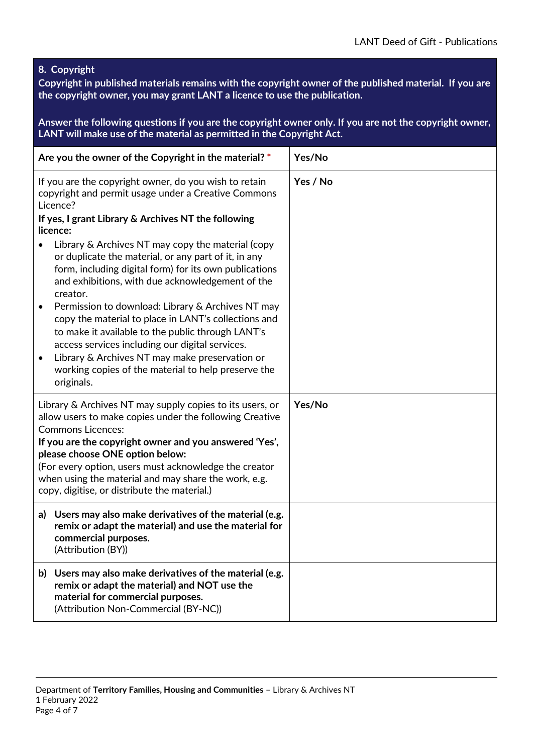## 8. Copyright

**Copyright in published materials remains with the copyright owner of the published material. If you are the copyright owner, you may grant LANT a licence to use the publication.**

**Answer the following questions if you are the copyright owner only. If you are not the copyright owner, LANT will make use of the material as permitted in the Copyright Act.**

| | |
|---|---|
| **Are you the owner of the Copyright in the material?** * | **Yes/No** |
| If you are the copyright owner, do you wish to retain copyright and permit usage under a Creative Commons Licence?<br>**If yes, I grant Library & Archives NT the following licence:**<br>• Library & Archives NT may copy the material (copy or duplicate the material, or any part of it, in any form, including digital form) for its own publications and exhibitions, with due acknowledgement of the creator.<br>• Permission to download: Library & Archives NT may copy the material to place in LANT's collections and to make it available to the public through LANT's access services including our digital services.<br>• Library & Archives NT may make preservation or working copies of the material to help preserve the originals. | **Yes / No** |
| Library & Archives NT may supply copies to its users, or allow users to make copies under the following Creative Commons Licences:<br>**If you are the copyright owner and you answered 'Yes', please choose ONE option below:**<br>(For every option, users must acknowledge the creator when using the material and may share the work, e.g. copy, digitise, or distribute the material.) | **Yes/No** |
| **a) Users may also make derivatives of the material (e.g. remix or adapt the material) and use the material for commercial purposes.**<br>(Attribution (BY)) | |
| **b) Users may also make derivatives of the material (e.g. remix or adapt the material) and NOT use the material for commercial purposes.**<br>(Attribution Non-Commercial (BY-NC)) | |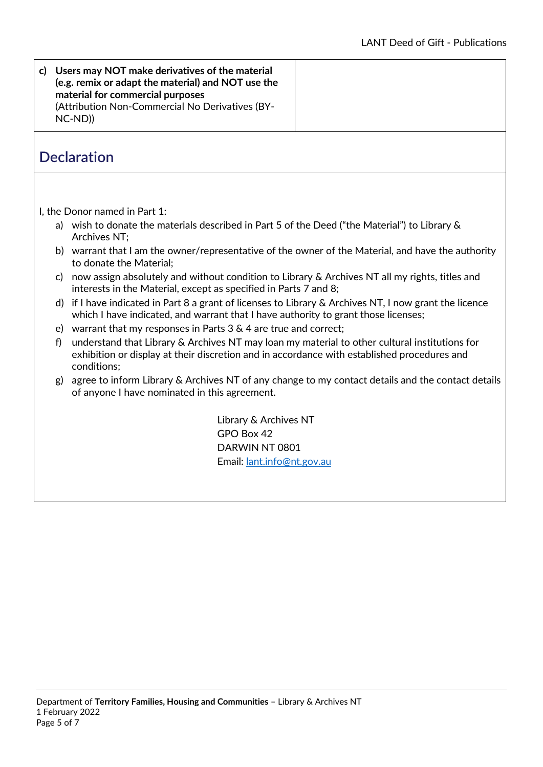| **c) Users may NOT make derivatives of the material (e.g. remix or adapt the material) and NOT use the material for commercial purposes** (Attribution Non-Commercial No Derivatives (BY-NC-ND)) | |
|---|---|

## Declaration

I, the Donor named in Part 1:

a) wish to donate the materials described in Part 5 of the Deed ("the Material") to Library & Archives NT;
b) warrant that I am the owner/representative of the owner of the Material, and have the authority to donate the Material;
c) now assign absolutely and without condition to Library & Archives NT all my rights, titles and interests in the Material, except as specified in Parts 7 and 8;
d) if I have indicated in Part 8 a grant of licenses to Library & Archives NT, I now grant the licence which I have indicated, and warrant that I have authority to grant those licenses;
e) warrant that my responses in Parts 3 & 4 are true and correct;
f) understand that Library & Archives NT may loan my material to other cultural institutions for exhibition or display at their discretion and in accordance with established procedures and conditions;
g) agree to inform Library & Archives NT of any change to my contact details and the contact details of anyone I have nominated in this agreement.

Library & Archives NT
GPO Box 42
DARWIN NT 0801
Email: lant.info@nt.gov.au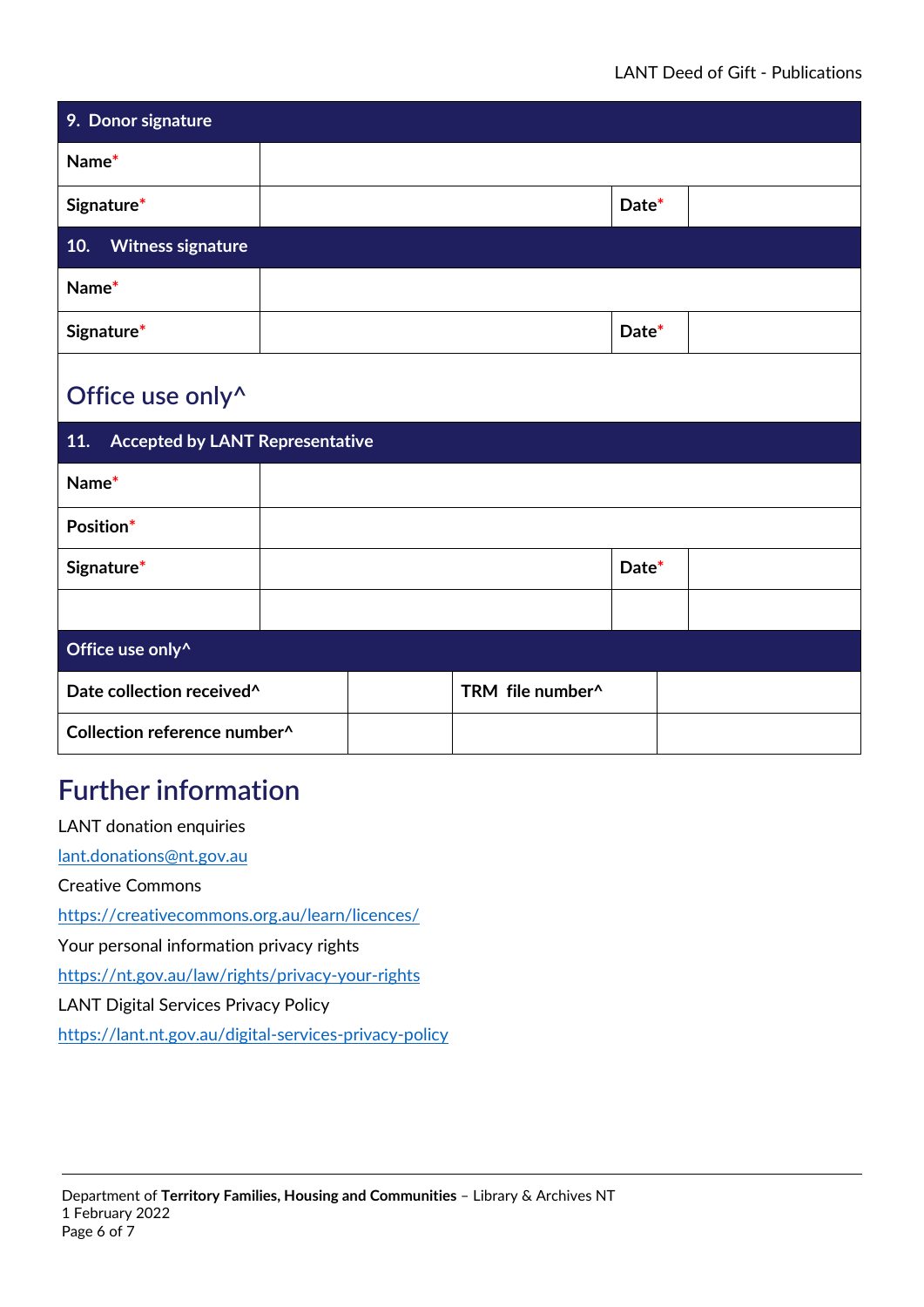| 9. Donor signature | | | |
|---|---|---|---|
| Name* | | | |
| Signature* | | Date* | |

| 10. Witness signature | | | |
|---|---|---|---|
| Name* | | | |
| Signature* | | Date* | |

## Office use only^

| 11. Accepted by LANT Representative | | | |
|---|---|---|---|
| Name* | | | |
| Position* | | | |
| Signature* | | Date* | |
| | | | |

| Office use only^ | | | |
|---|---|---|---|
| Date collection received^ | | TRM file number^ | |
| Collection reference number^ | | | |

# Further information

LANT donation enquiries

lant.donations@nt.gov.au

Creative Commons

https://creativecommons.org.au/learn/licences/

Your personal information privacy rights

https://nt.gov.au/law/rights/privacy-your-rights

LANT Digital Services Privacy Policy

https://lant.nt.gov.au/digital-services-privacy-policy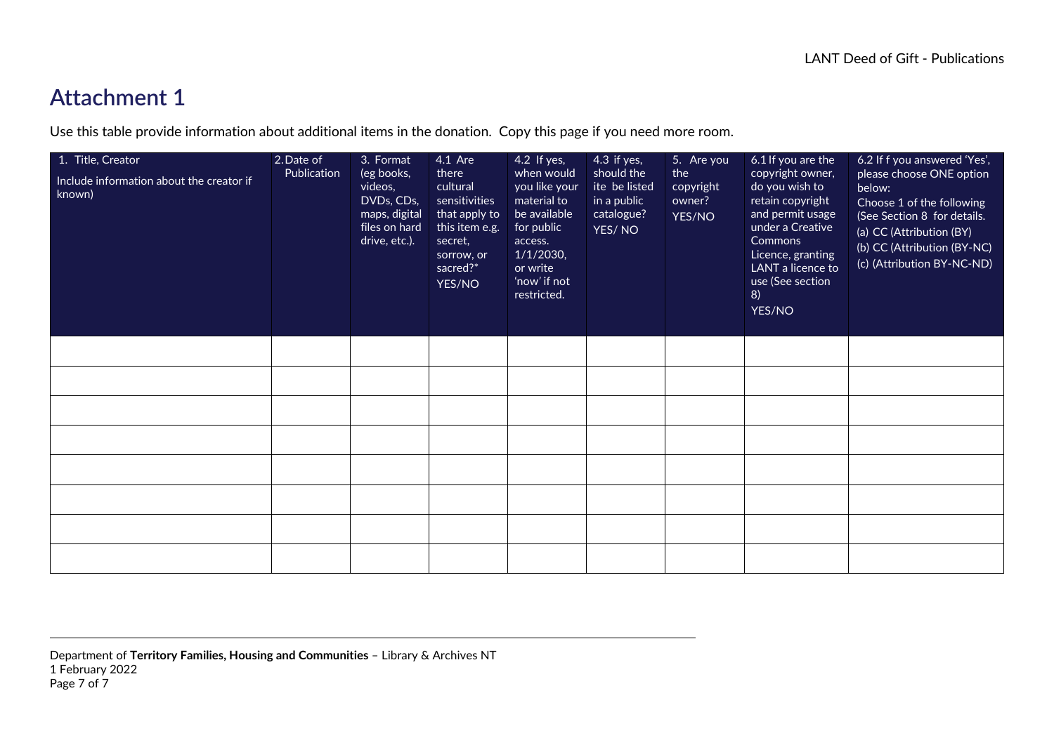# Attachment 1

Use this table provide information about additional items in the donation. Copy this page if you need more room.

| 1. Title, Creator<br>Include information about the creator if known) | 2. Date of Publication | 3. Format (eg books, videos, DVDs, CDs, maps, digital files on hard drive, etc.). | 4.1 Are there cultural sensitivities that apply to this item e.g. secret, sorrow, or sacred?*<br>YES/NO | 4.2 If yes, when would you like your material to be available for public access. 1/1/2030, or write 'now' if not restricted. | 4.3 if yes, should the ite be listed in a public catalogue?<br>YES/ NO | 5. Are you the copyright owner?<br>YES/NO | 6.1 If you are the copyright owner, do you wish to retain copyright and permit usage under a Creative Commons Licence, granting LANT a licence to use (See section 8)<br>YES/NO | 6.2 If f you answered 'Yes', please choose ONE option below:<br>Choose 1 of the following (See Section 8 for details.<br>(a) CC (Attribution (BY)<br>(b) CC (Attribution (BY-NC)<br>(c) (Attribution BY-NC-ND) |
|---|---|---|---|---|---|---|---|---|
| | | | | | | | | |
| | | | | | | | | |
| | | | | | | | | |
| | | | | | | | | |
| | | | | | | | | |
| | | | | | | | | |
| | | | | | | | | |
| | | | | | | | | |